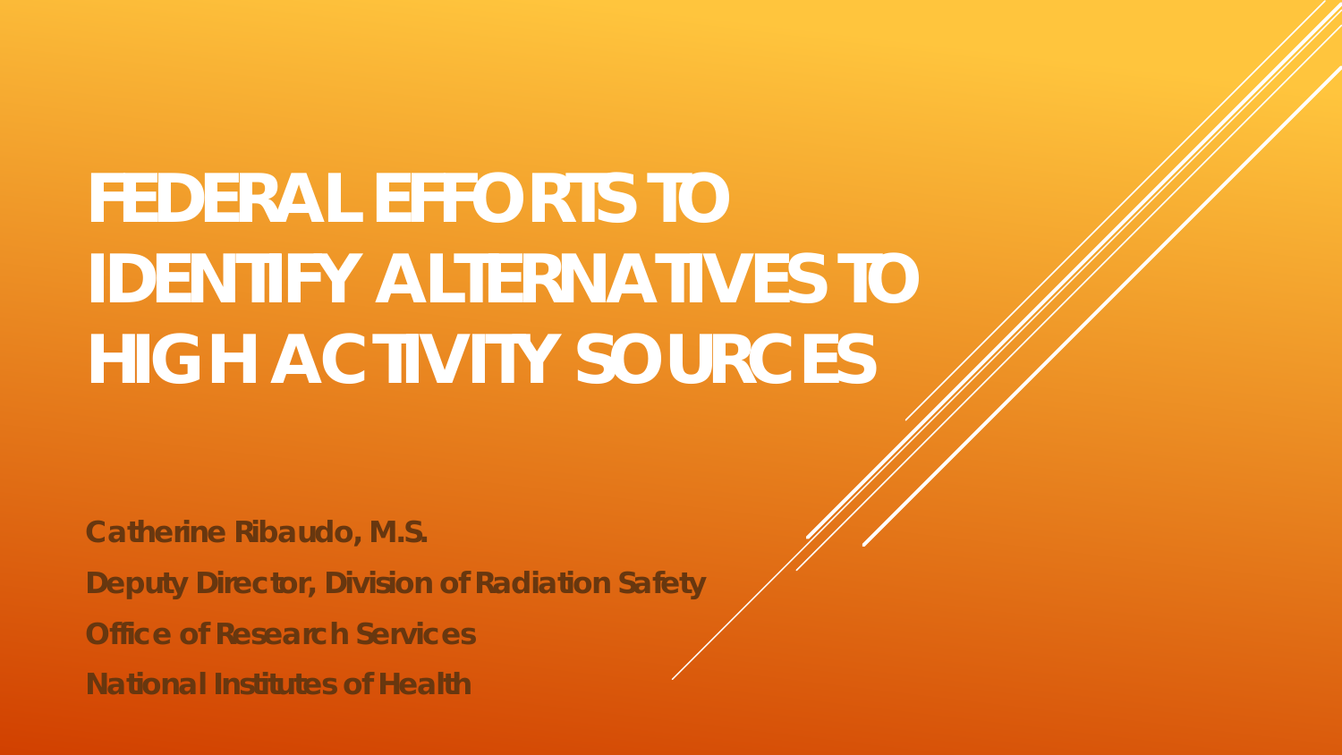# FEDERAL EFFORTS TO IDENTIFY ALTERNATIVES TO HIGH ACTIVITY SOURCES

**Catherine Ribaudo, M.S.**

**Deputy Director, Division of Radiation Safety**

**Office of Research Services**

**National Institutes of Health**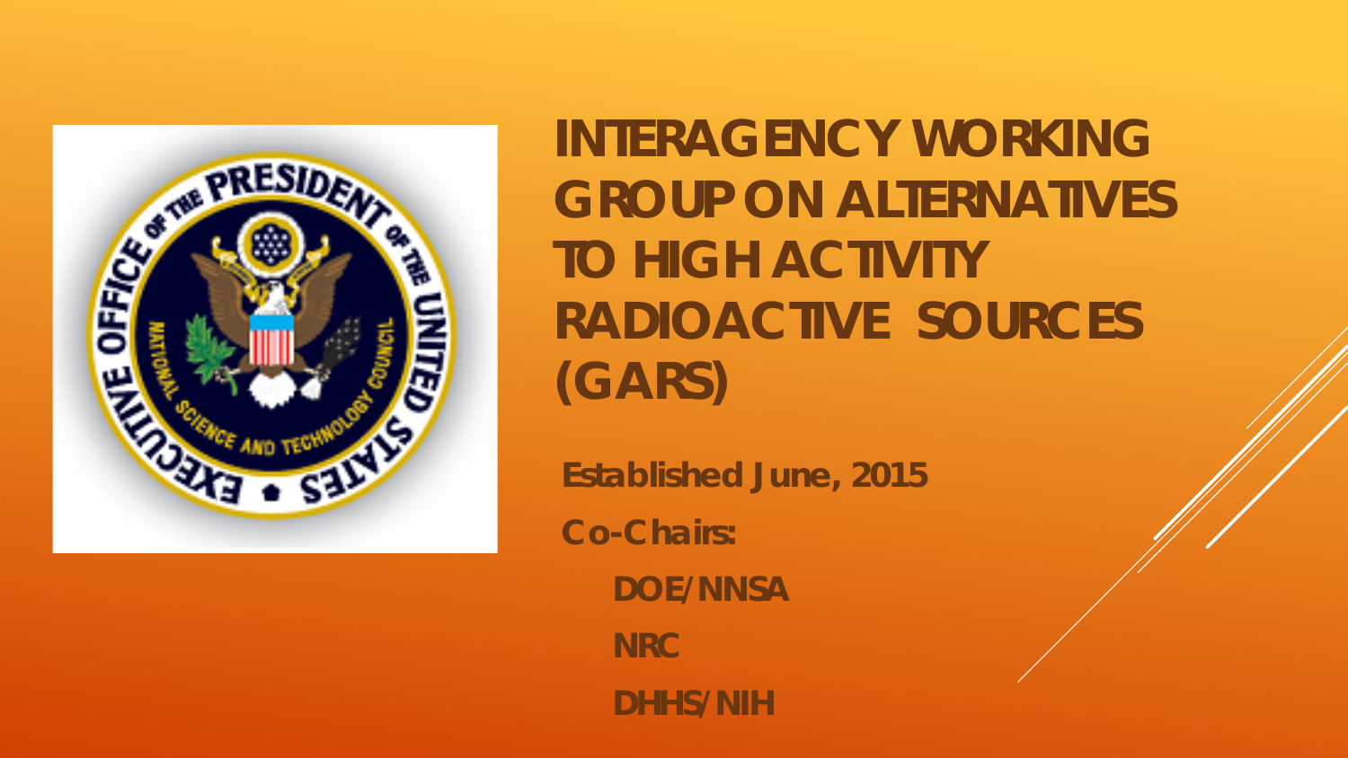# INTERAGENCY WORKING GROUP ON ALTERNATIVES TO HIGH ACTIVITY RADIOACTIVE SOURCES (GARS)

**Established June, 2015**

**Co-Chairs:**

- **DOE/NNSA**
- **NRC**
- **DHHS/NIH**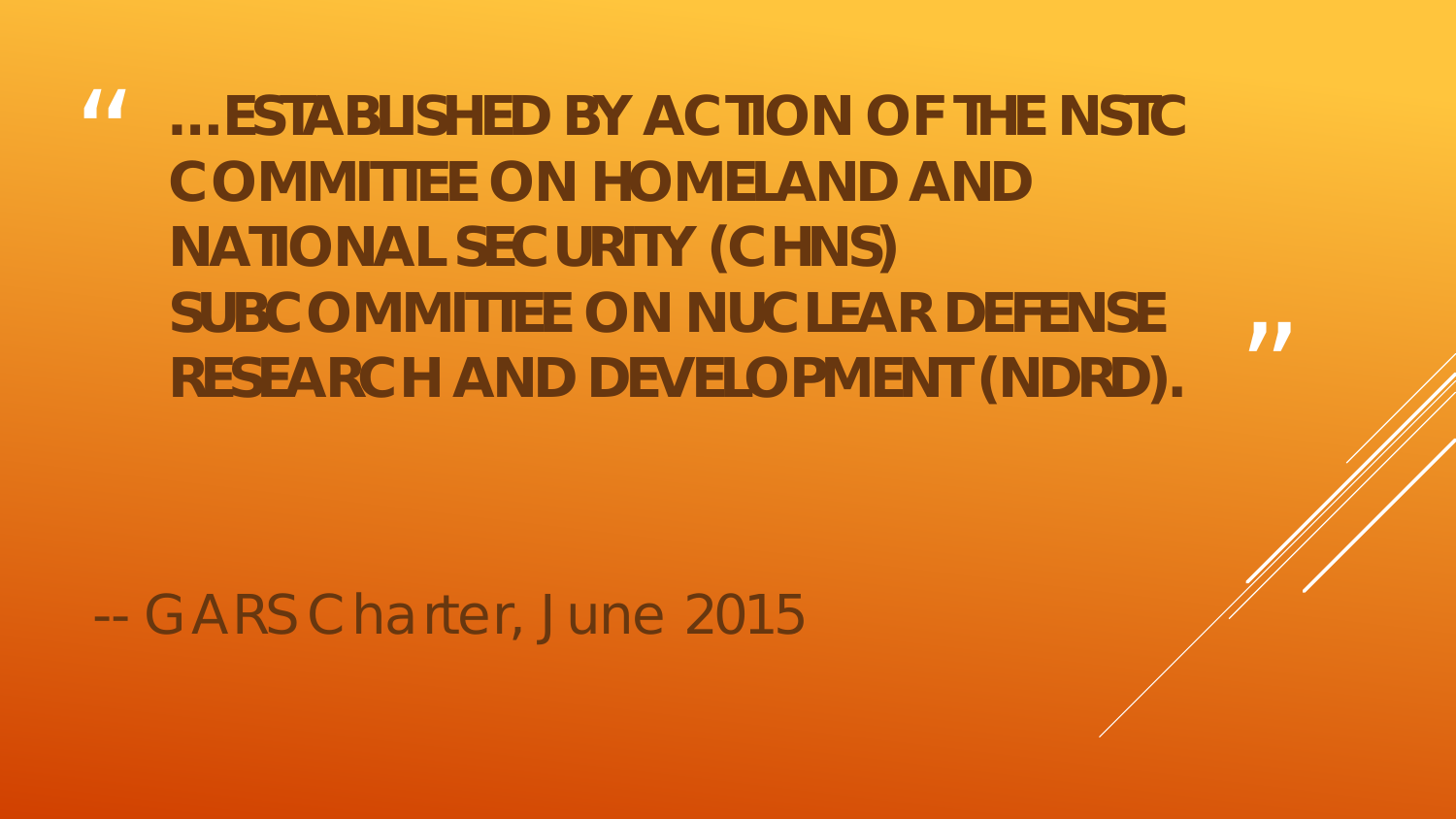> "…ESTABLISHED BY ACTION OF THE NSTC COMMITTEE ON HOMELAND AND NATIONAL SECURITY (CHNS) SUBCOMMITTEE ON NUCLEAR DEFENSE RESEARCH AND DEVELOPMENT (NDRD)."

-- GARS Charter, June 2015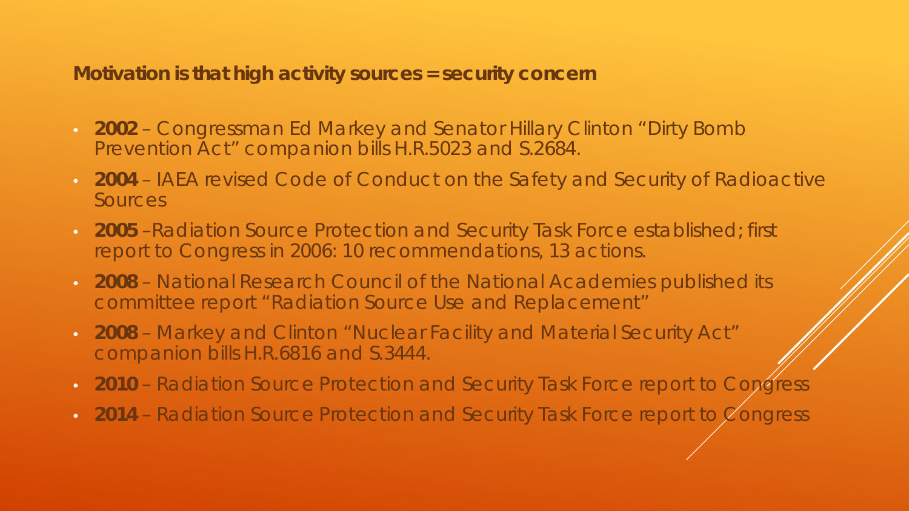**Motivation is that high activity sources = security concern**

- **2002** – Congressman Ed Markey and Senator Hillary Clinton "Dirty Bomb Prevention Act" companion bills H.R.5023 and S.2684.
- **2004** – IAEA revised Code of Conduct on the Safety and Security of Radioactive Sources
- **2005** –Radiation Source Protection and Security Task Force established; first report to Congress in 2006: 10 recommendations, 13 actions.
- **2008** – National Research Council of the National Academies published its committee report "Radiation Source Use and Replacement"
- **2008** – Markey and Clinton "Nuclear Facility and Material Security Act" companion bills H.R.6816 and S.3444.
- **2010** – Radiation Source Protection and Security Task Force report to Congress
- **2014** – Radiation Source Protection and Security Task Force report to Congress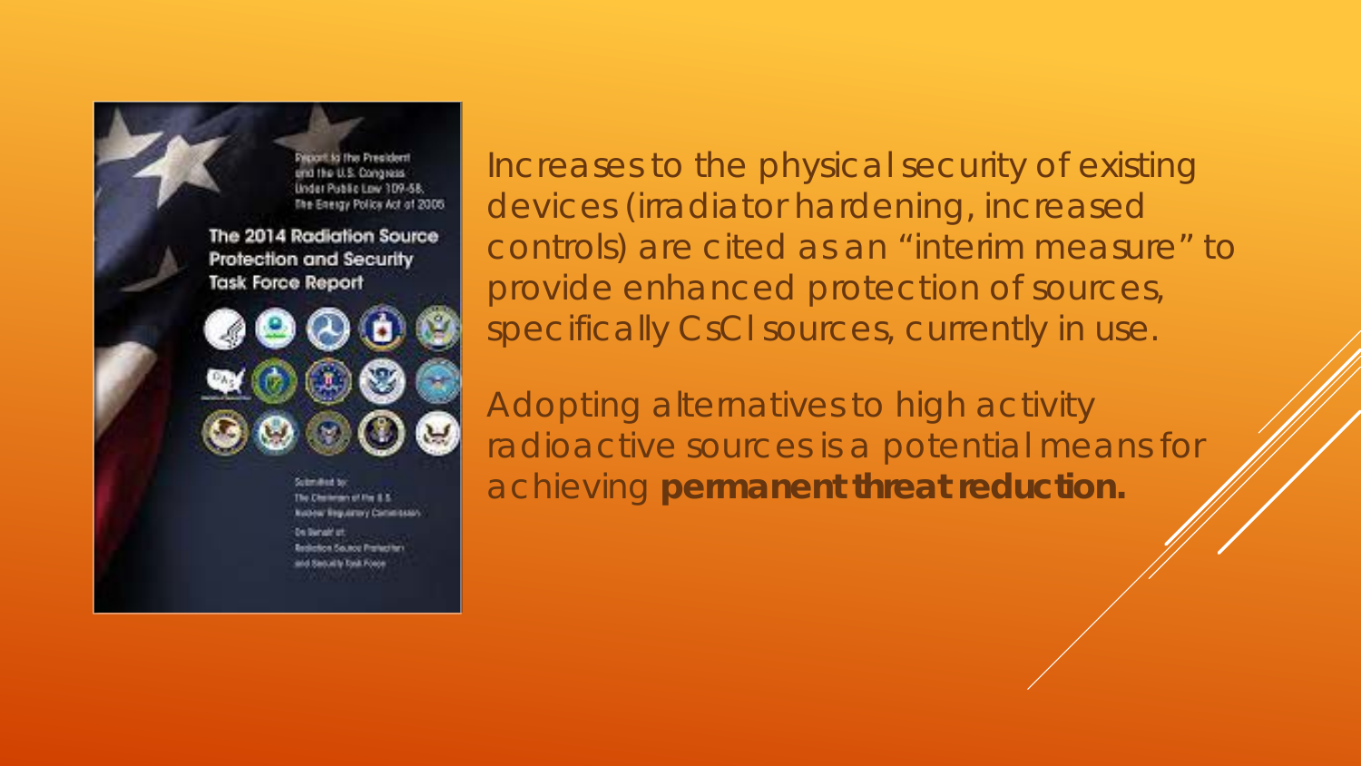Increases to the physical security of existing devices (irradiator hardening, increased controls) are cited as an “interim measure” to provide enhanced protection of sources, specifically CsCl sources, currently in use.

Adopting alternatives to high activity radioactive sources is a potential means for achieving **permanent threat reduction.**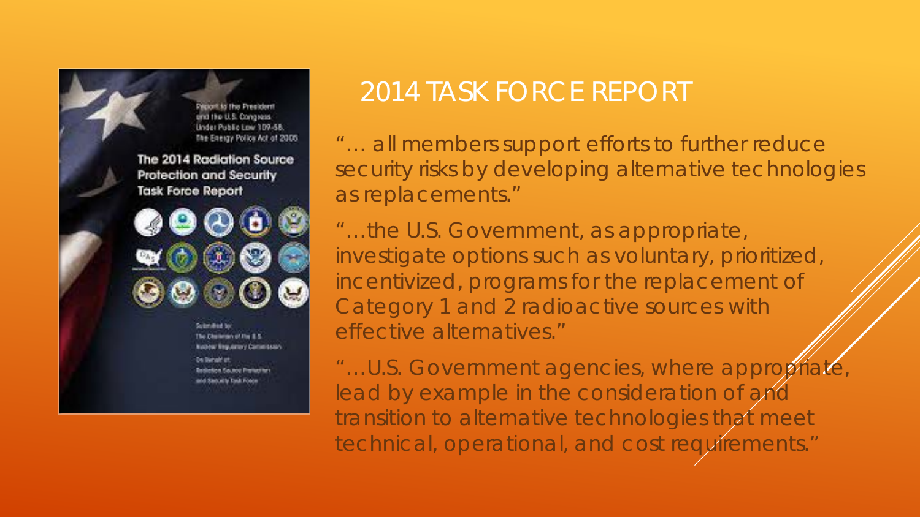## 2014 TASK FORCE REPORT

"… all members support efforts to further reduce security risks by developing alternative technologies as replacements."

"…the U.S. Government, as appropriate, investigate options such as voluntary, prioritized, incentivized, programs for the replacement of Category 1 and 2 radioactive sources with effective alternatives."

"…U.S. Government agencies, where appropriate, lead by example in the consideration of and transition to alternative technologies that meet technical, operational, and cost requirements."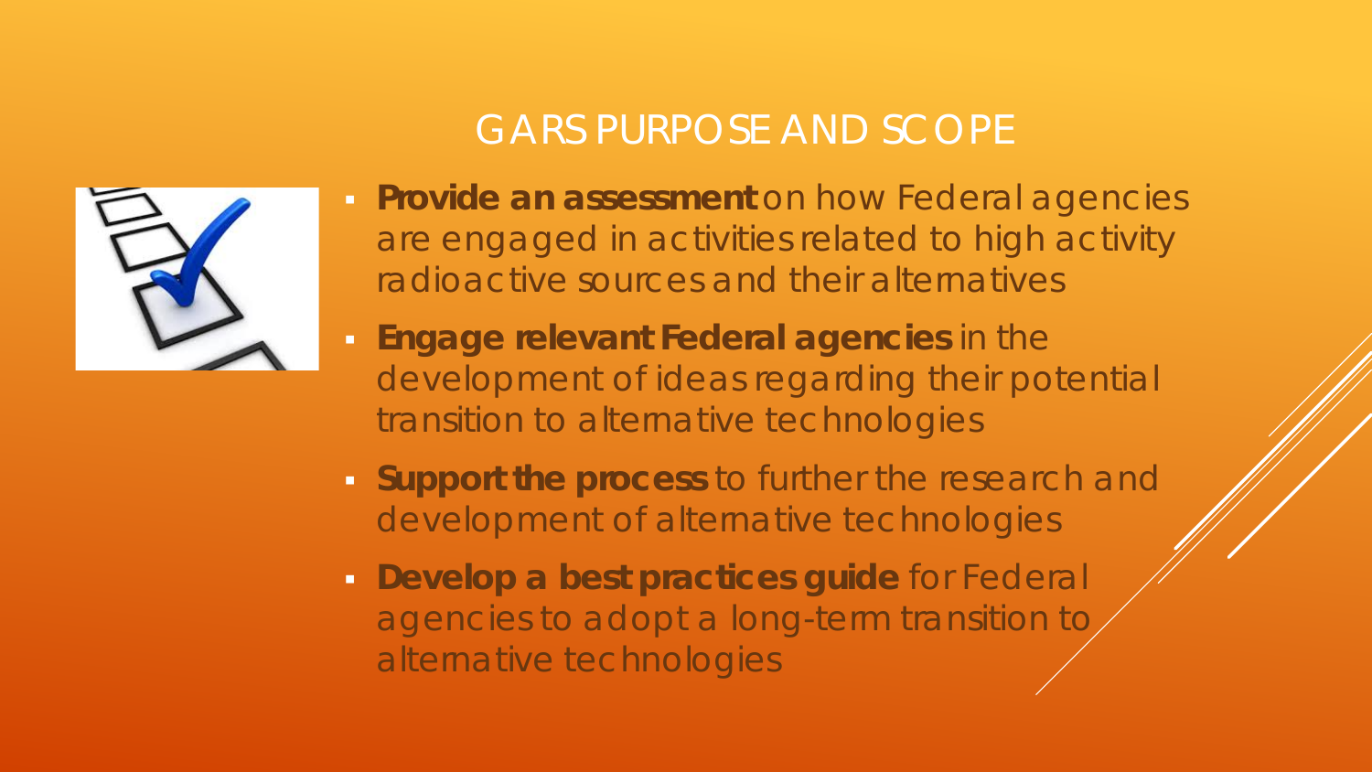# GARS PURPOSE AND SCOPE

- **Provide an assessment** on how Federal agencies are engaged in activities related to high activity radioactive sources and their alternatives
- **Engage relevant Federal agencies** in the development of ideas regarding their potential transition to alternative technologies
- **Support the process** to further the research and development of alternative technologies
- **Develop a best practices guide** for Federal agencies to adopt a long-term transition to alternative technologies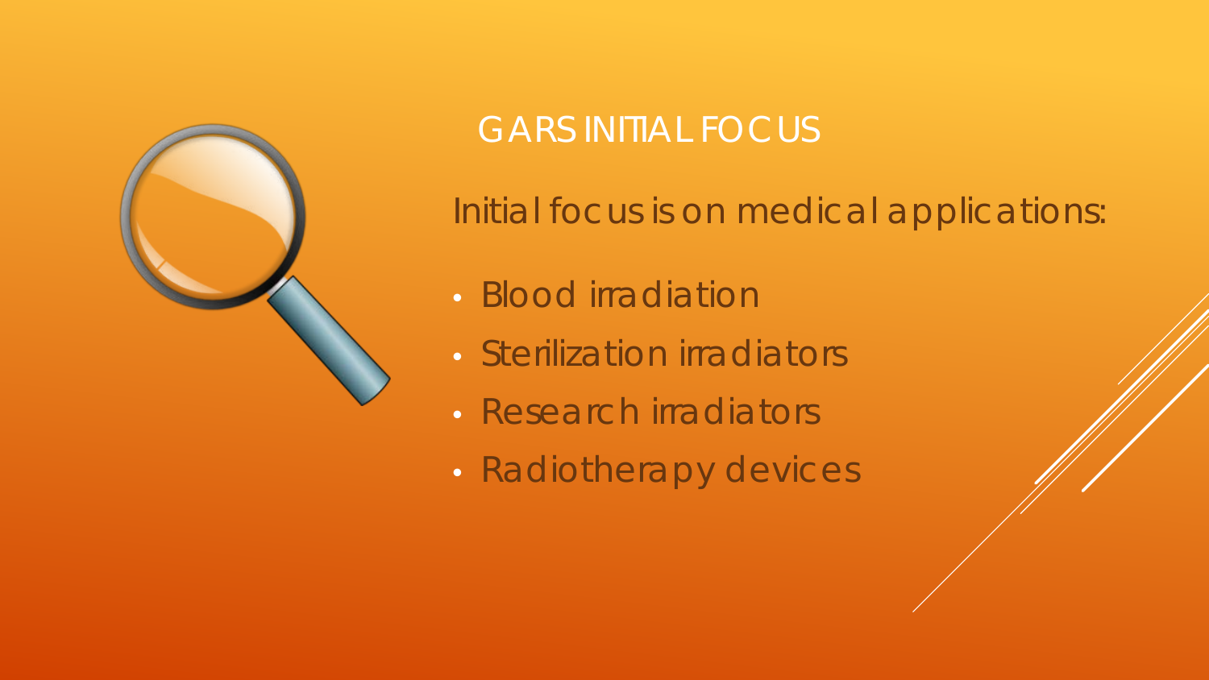# GARS INITIAL FOCUS

Initial focus is on medical applications:

- Blood irradiation
- Sterilization irradiators
- Research irradiators
- Radiotherapy devices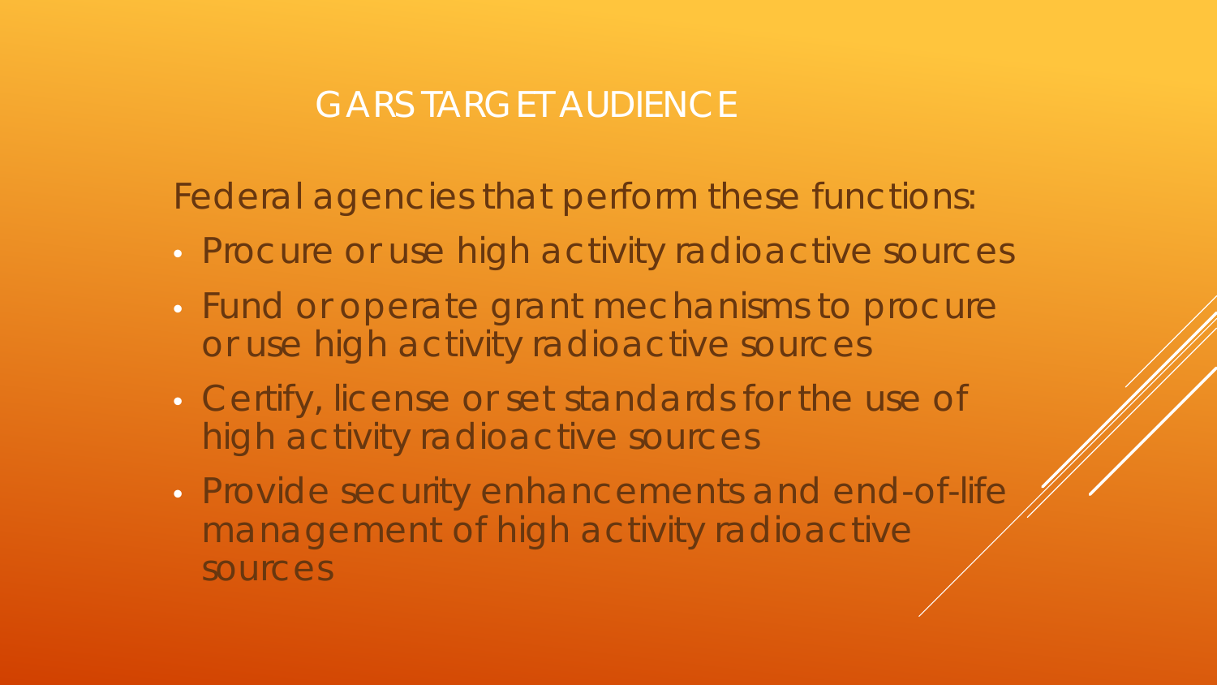# GARS TARGET AUDIENCE

Federal agencies that perform these functions:

- Procure or use high activity radioactive sources
- Fund or operate grant mechanisms to procure or use high activity radioactive sources
- Certify, license or set standards for the use of high activity radioactive sources
- Provide security enhancements and end-of-life management of high activity radioactive sources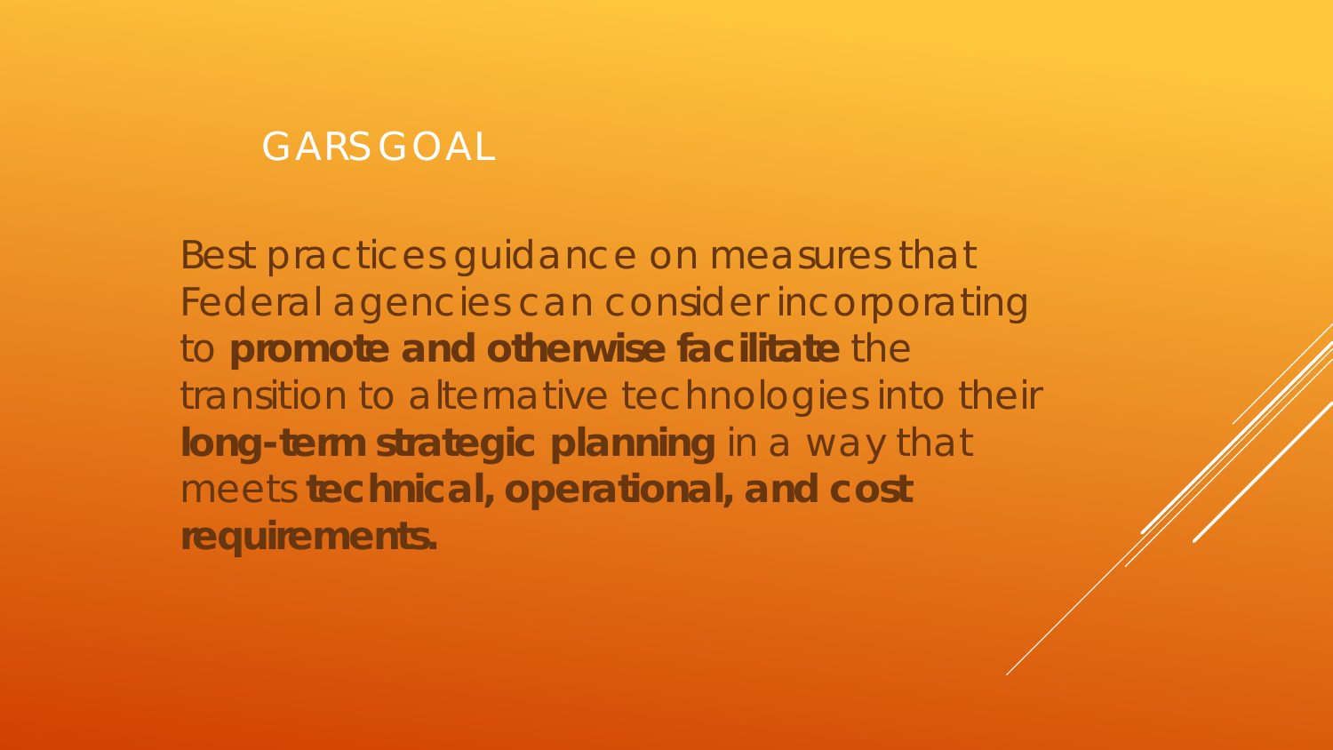# GARS GOAL

Best practices guidance on measures that Federal agencies can consider incorporating to **promote and otherwise facilitate** the transition to alternative technologies into their **long-term strategic planning** in a way that meets **technical, operational, and cost requirements.**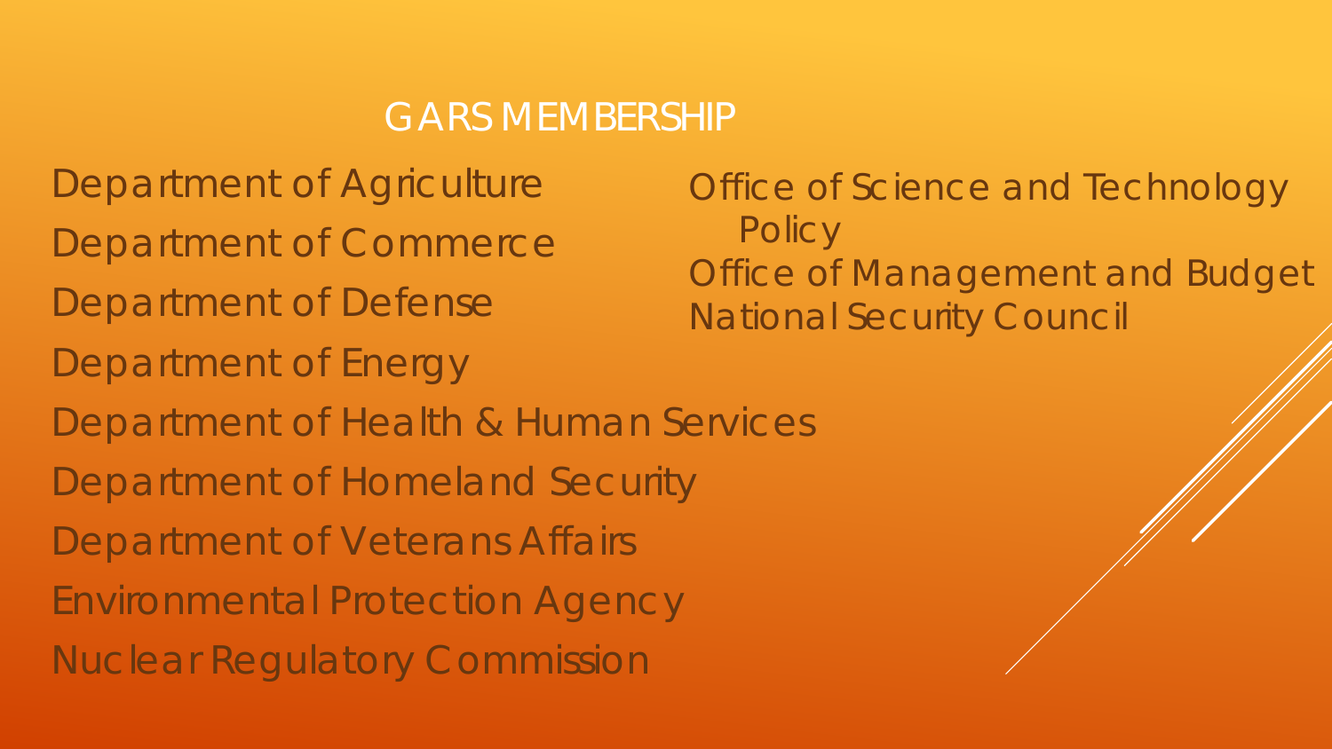# GARS MEMBERSHIP

- Department of Agriculture
- Department of Commerce
- Department of Defense
- Department of Energy
- Department of Health & Human Services
- Department of Homeland Security
- Department of Veterans Affairs
- Environmental Protection Agency
- Nuclear Regulatory Commission

- Office of Science and Technology Policy
- Office of Management and Budget
- National Security Council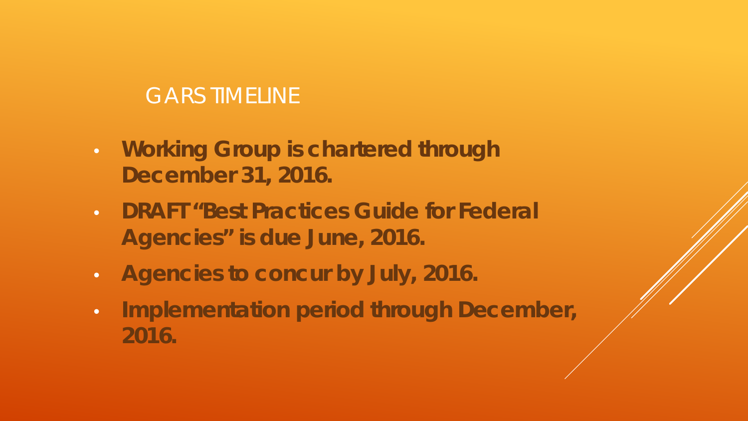# GARS TIMELINE

- **Working Group is chartered through December 31, 2016.**
- **DRAFT "Best Practices Guide for Federal Agencies" is due June, 2016.**
- **Agencies to concur by July, 2016.**
- **Implementation period through December, 2016.**